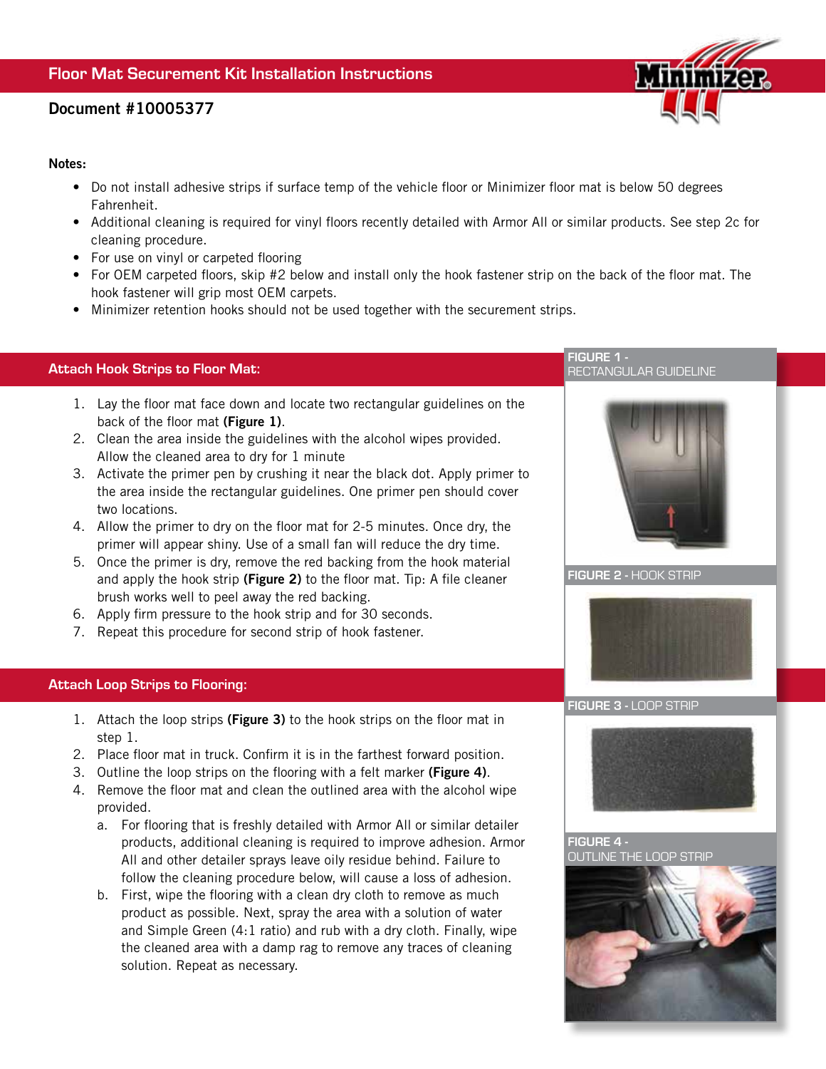# Floor Mat Securement Kit Installation Instructions

**Document #10005377**

**Notes:**

- Do not install adhesive strips if surface temp of the vehicle floor or Minimizer floor mat is below 50 degrees Fahrenheit.
- Additional cleaning is required for vinyl floors recently detailed with Armor All or similar products. See step 2c for cleaning procedure.
- For use on vinyl or carpeted flooring
- For OEM carpeted floors, skip #2 below and install only the hook fastener strip on the back of the floor mat. The hook fastener will grip most OEM carpets.
- Minimizer retention hooks should not be used together with the securement strips.

## Attach Hook Strips to Floor Mat:

1. Lay the floor mat face down and locate two rectangular guidelines on the back of the floor mat **(Figure 1)**.
2. Clean the area inside the guidelines with the alcohol wipes provided. Allow the cleaned area to dry for 1 minute
3. Activate the primer pen by crushing it near the black dot. Apply primer to the area inside the rectangular guidelines. One primer pen should cover two locations.
4. Allow the primer to dry on the floor mat for 2-5 minutes. Once dry, the primer will appear shiny. Use of a small fan will reduce the dry time.
5. Once the primer is dry, remove the red backing from the hook material and apply the hook strip **(Figure 2)** to the floor mat. Tip: A file cleaner brush works well to peel away the red backing.
6. Apply firm pressure to the hook strip and for 30 seconds.
7. Repeat this procedure for second strip of hook fastener.

## Attach Loop Strips to Flooring:

1. Attach the loop strips **(Figure 3)** to the hook strips on the floor mat in step 1.
2. Place floor mat in truck. Confirm it is in the farthest forward position.
3. Outline the loop strips on the flooring with a felt marker **(Figure 4)**.
4. Remove the floor mat and clean the outlined area with the alcohol wipe provided.
   a. For flooring that is freshly detailed with Armor All or similar detailer products, additional cleaning is required to improve adhesion. Armor All and other detailer sprays leave oily residue behind. Failure to follow the cleaning procedure below, will cause a loss of adhesion.
   b. First, wipe the flooring with a clean dry cloth to remove as much product as possible. Next, spray the area with a solution of water and Simple Green (4:1 ratio) and rub with a dry cloth. Finally, wipe the cleaned area with a damp rag to remove any traces of cleaning solution. Repeat as necessary.

**FIGURE 1 -** RECTANGULAR GUIDELINE

**FIGURE 2 -** HOOK STRIP

**FIGURE 3 -** LOOP STRIP

**FIGURE 4 -** OUTLINE THE LOOP STRIP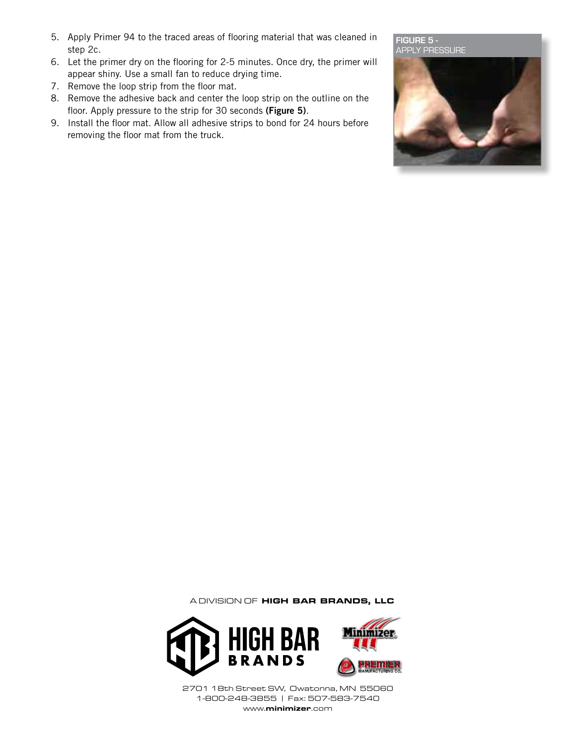5. Apply Primer 94 to the traced areas of flooring material that was cleaned in step 2c.
6. Let the primer dry on the flooring for 2-5 minutes. Once dry, the primer will appear shiny. Use a small fan to reduce drying time.
7. Remove the loop strip from the floor mat.
8. Remove the adhesive back and center the loop strip on the outline on the floor. Apply pressure to the strip for 30 seconds **(Figure 5)**.
9. Install the floor mat. Allow all adhesive strips to bond for 24 hours before removing the floor mat from the truck.

**FIGURE 5 -** APPLY PRESSURE

A DIVISION OF **HIGH BAR BRANDS, LLC**

HIGH BAR BRANDS

Minimizer

PREMIER MANUFACTURING CO.

2701 18th Street SW, Owatonna, MN 55060
1-800-248-3855 | Fax: 507-583-7540
www.**minimizer**.com